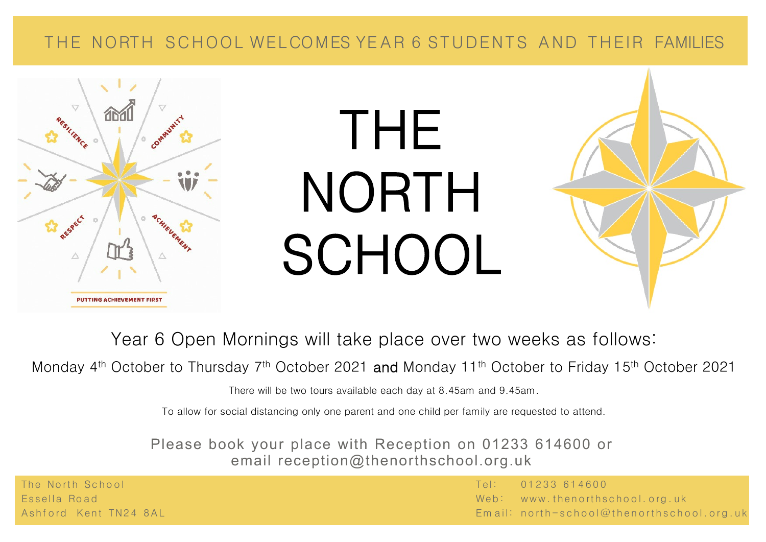THE NORTH SCHOOL WELCOMES YEAR 6 STUDENTS AND THEIR FAMILIES

RESILIENCE COMMUNITY RESPECT ACHIEVEMENT

PUTTING ACHIEVEMENT FIRST

# THE NORTH SCHOOL

## Year 6 Open Mornings will take place over two weeks as follows:

Monday 4th October to Thursday 7th October 2021 **and** Monday 11th October to Friday 15th October 2021

There will be two tours available each day at 8.45am and 9.45am.

To allow for social distancing only one parent and one child per family are requested to attend.

Please book your place with Reception on 01233 614600 or email reception@thenorthschool.org.uk

The North School
Essella Road
Ashford Kent TN24 8AL

Tel: 01233 614600
Web: www.thenorthschool.org.uk
Email: north-school@thenorthschool.org.uk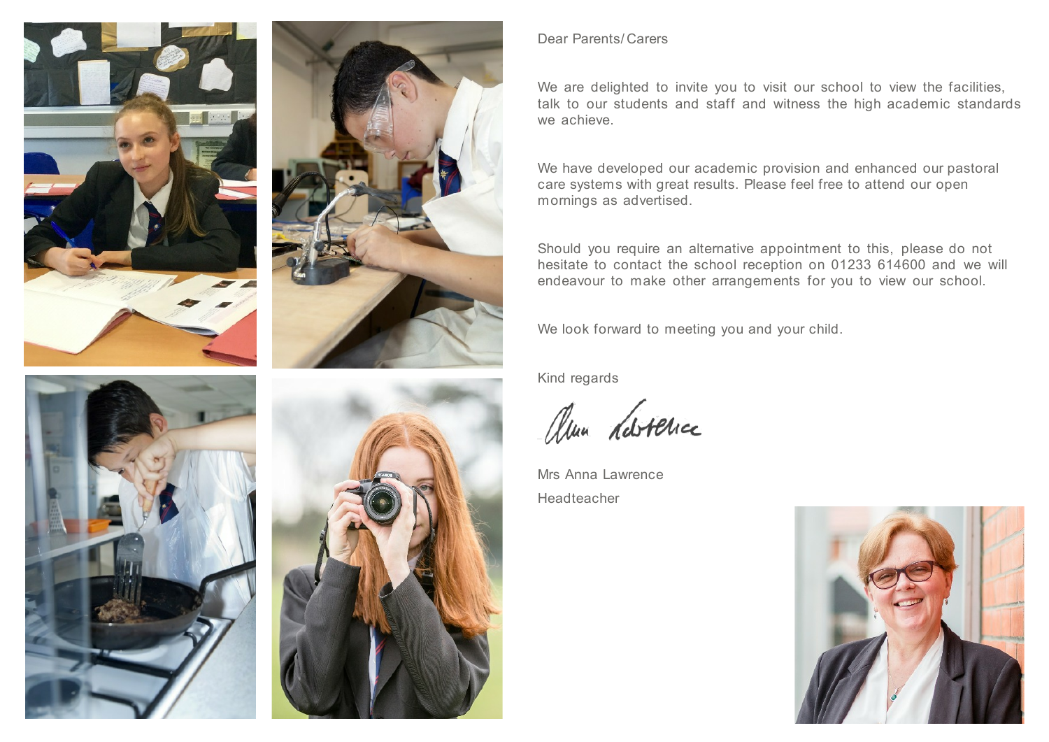Dear Parents/ Carers

We are delighted to invite you to visit our school to view the facilities, talk to our students and staff and witness the high academic standards we achieve.

We have developed our academic provision and enhanced our pastoral care systems with great results. Please feel free to attend our open mornings as advertised.

Should you require an alternative appointment to this, please do not hesitate to contact the school reception on 01233 614600 and we will endeavour to make other arrangements for you to view our school.

We look forward to meeting you and your child.

Kind regards

Mrs Anna Lawrence

Headteacher